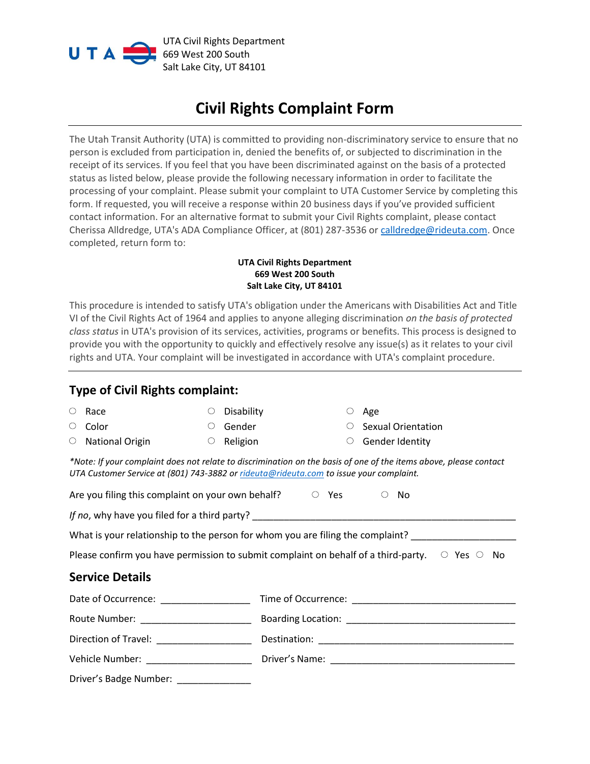UTA Civil Rights Department
669 West 200 South
Salt Lake City, UT 84101

# Civil Rights Complaint Form

The Utah Transit Authority (UTA) is committed to providing non-discriminatory service to ensure that no person is excluded from participation in, denied the benefits of, or subjected to discrimination in the receipt of its services. If you feel that you have been discriminated against on the basis of a protected status as listed below, please provide the following necessary information in order to facilitate the processing of your complaint. Please submit your complaint to UTA Customer Service by completing this form. If requested, you will receive a response within 20 business days if you've provided sufficient contact information. For an alternative format to submit your Civil Rights complaint, please contact Cherissa Alldredge, UTA's ADA Compliance Officer, at (801) 287-3536 or calldredge@rideuta.com. Once completed, return form to:

**UTA Civil Rights Department**
**669 West 200 South**
**Salt Lake City, UT 84101**

This procedure is intended to satisfy UTA's obligation under the Americans with Disabilities Act and Title VI of the Civil Rights Act of 1964 and applies to anyone alleging discrimination *on the basis of protected class status* in UTA's provision of its services, activities, programs or benefits. This process is designed to provide you with the opportunity to quickly and effectively resolve any issue(s) as it relates to your civil rights and UTA. Your complaint will be investigated in accordance with UTA's complaint procedure.

## Type of Civil Rights complaint:

- ○ Race
- ○ Color
- ○ National Origin
- ○ Disability
- ○ Gender
- ○ Religion
- ○ Age
- ○ Sexual Orientation
- ○ Gender Identity

**Note: If your complaint does not relate to discrimination on the basis of one of the items above, please contact UTA Customer Service at (801) 743-3882 or rideuta@rideuta.com to issue your complaint.*

Are you filing this complaint on your own behalf? ○ Yes ○ No

*If no*, why have you filed for a third party? ____________________________________________________

What is your relationship to the person for whom you are filing the complaint? ___________________

Please confirm you have permission to submit complaint on behalf of a third-party. ○ Yes ○ No

## Service Details

Date of Occurrence: ________________ Time of Occurrence: ______________________________

Route Number: ____________________ Boarding Location: ______________________________

Direction of Travel: _________________ Destination: ____________________________________

Vehicle Number: ___________________ Driver's Name: __________________________________

Driver's Badge Number: _____________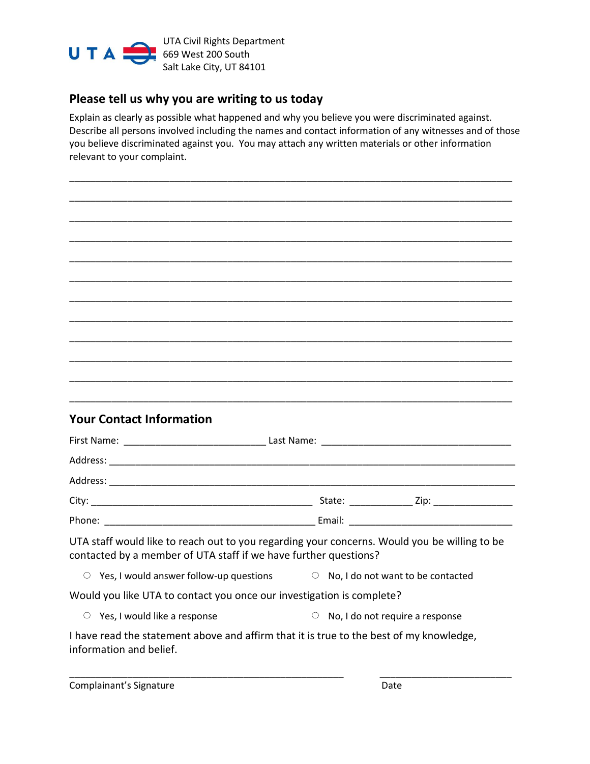UTA Civil Rights Department
669 West 200 South
Salt Lake City, UT 84101

## Please tell us why you are writing to us today

Explain as clearly as possible what happened and why you believe you were discriminated against. Describe all persons involved including the names and contact information of any witnesses and of those you believe discriminated against you. You may attach any written materials or other information relevant to your complaint.

______________________________________________________________________________

______________________________________________________________________________

______________________________________________________________________________

______________________________________________________________________________

______________________________________________________________________________

______________________________________________________________________________

______________________________________________________________________________

______________________________________________________________________________

______________________________________________________________________________

______________________________________________________________________________

______________________________________________________________________________

______________________________________________________________________________

## Your Contact Information

First Name: ___________________________ Last Name: ____________________________________

Address: ___________________________________________________________________________

Address: ___________________________________________________________________________

City: __________________________________________ State: ____________ Zip: _______________

Phone: ________________________________________ Email: ________________________________

UTA staff would like to reach out to you regarding your concerns. Would you be willing to be contacted by a member of UTA staff if we have further questions?

○ Yes, I would answer follow-up questions ○ No, I do not want to be contacted

Would you like UTA to contact you once our investigation is complete?

○ Yes, I would like a response ○ No, I do not require a response

I have read the statement above and affirm that it is true to the best of my knowledge, information and belief.

_____________________________________________________ _________________________

Complainant's Signature Date